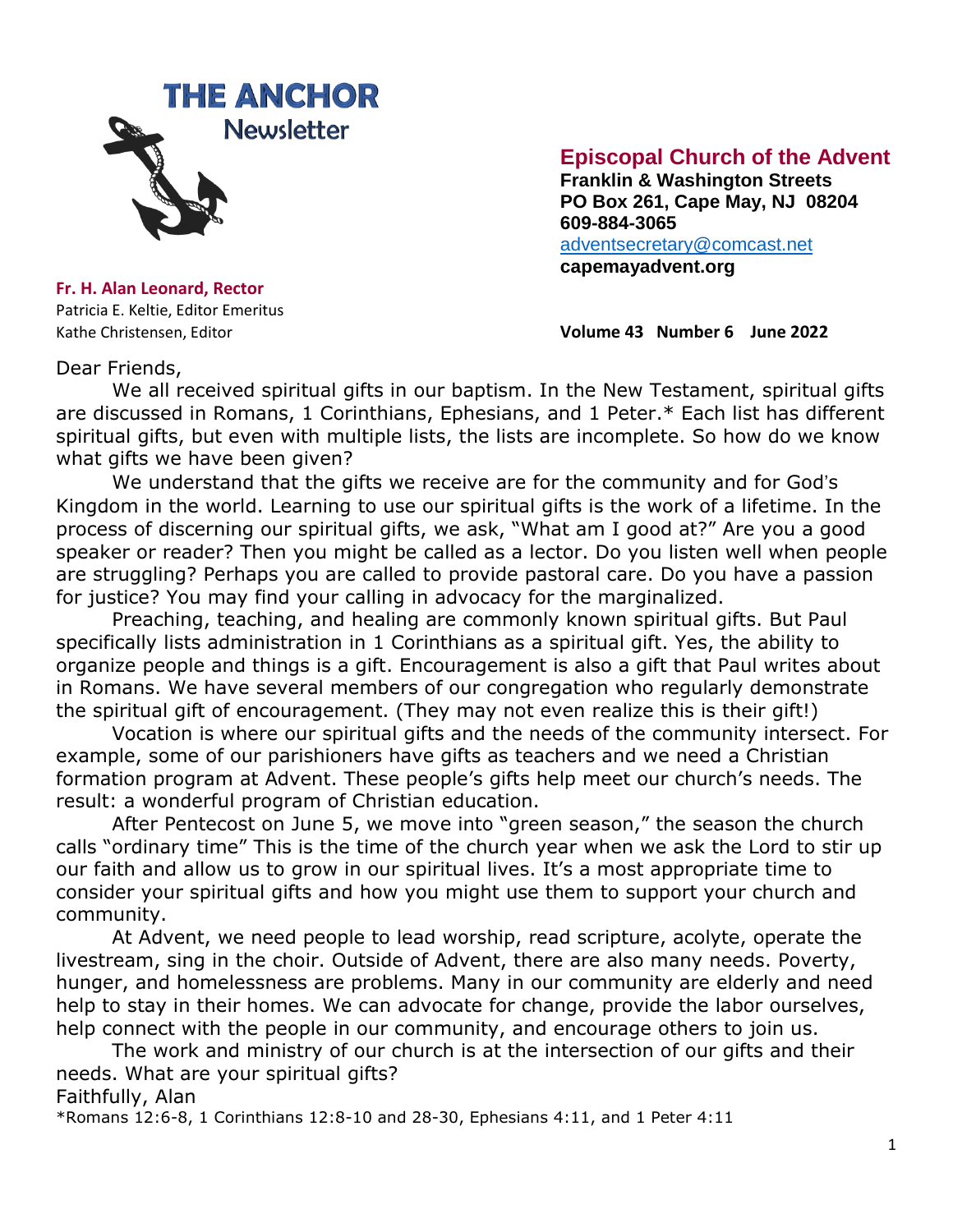# THE ANCHOR
## Newsletter

**Episcopal Church of the Advent**
**Franklin & Washington Streets**
**PO Box 261, Cape May, NJ 08204**
**609-884-3065**
adventsecretary@comcast.net
**capemayadvent.org**

**Fr. H. Alan Leonard, Rector**
Patricia E. Keltie, Editor Emeritus
Kathe Christensen, Editor

**Volume 43 Number 6 June 2022**

Dear Friends,

We all received spiritual gifts in our baptism. In the New Testament, spiritual gifts are discussed in Romans, 1 Corinthians, Ephesians, and 1 Peter.* Each list has different spiritual gifts, but even with multiple lists, the lists are incomplete. So how do we know what gifts we have been given?

We understand that the gifts we receive are for the community and for God's Kingdom in the world. Learning to use our spiritual gifts is the work of a lifetime. In the process of discerning our spiritual gifts, we ask, "What am I good at?" Are you a good speaker or reader? Then you might be called as a lector. Do you listen well when people are struggling? Perhaps you are called to provide pastoral care. Do you have a passion for justice? You may find your calling in advocacy for the marginalized.

Preaching, teaching, and healing are commonly known spiritual gifts. But Paul specifically lists administration in 1 Corinthians as a spiritual gift. Yes, the ability to organize people and things is a gift. Encouragement is also a gift that Paul writes about in Romans. We have several members of our congregation who regularly demonstrate the spiritual gift of encouragement. (They may not even realize this is their gift!)

Vocation is where our spiritual gifts and the needs of the community intersect. For example, some of our parishioners have gifts as teachers and we need a Christian formation program at Advent. These people's gifts help meet our church's needs. The result: a wonderful program of Christian education.

After Pentecost on June 5, we move into "green season," the season the church calls "ordinary time" This is the time of the church year when we ask the Lord to stir up our faith and allow us to grow in our spiritual lives. It's a most appropriate time to consider your spiritual gifts and how you might use them to support your church and community.

At Advent, we need people to lead worship, read scripture, acolyte, operate the livestream, sing in the choir. Outside of Advent, there are also many needs. Poverty, hunger, and homelessness are problems. Many in our community are elderly and need help to stay in their homes. We can advocate for change, provide the labor ourselves, help connect with the people in our community, and encourage others to join us.

The work and ministry of our church is at the intersection of our gifts and their needs. What are your spiritual gifts?

Faithfully, Alan

*Romans 12:6-8, 1 Corinthians 12:8-10 and 28-30, Ephesians 4:11, and 1 Peter 4:11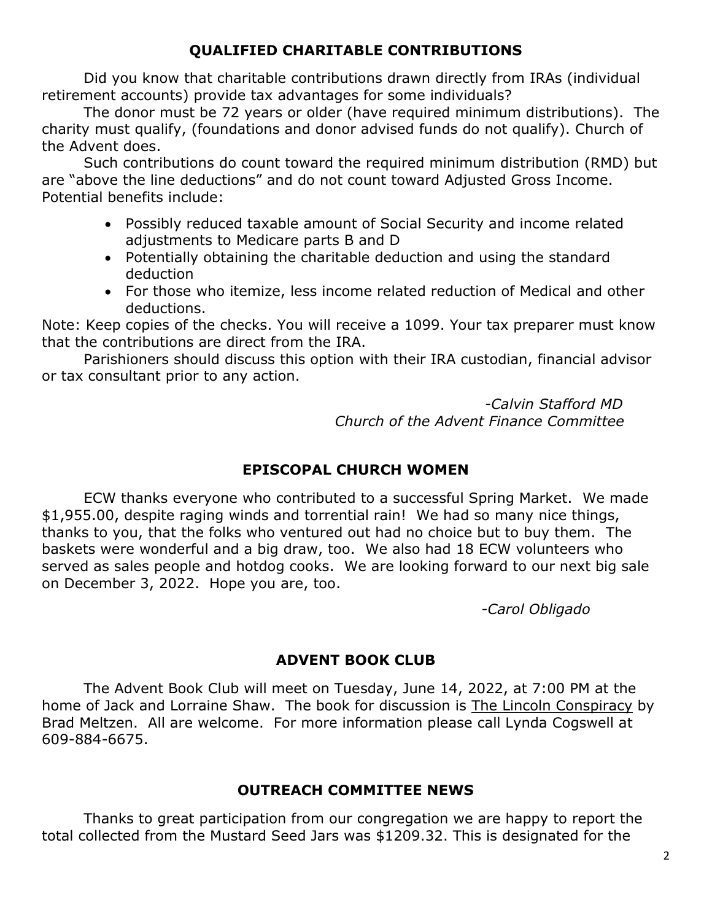## QUALIFIED CHARITABLE CONTRIBUTIONS

Did you know that charitable contributions drawn directly from IRAs (individual retirement accounts) provide tax advantages for some individuals?

The donor must be 72 years or older (have required minimum distributions). The charity must qualify, (foundations and donor advised funds do not qualify). Church of the Advent does.

Such contributions do count toward the required minimum distribution (RMD) but are "above the line deductions" and do not count toward Adjusted Gross Income. Potential benefits include:

- Possibly reduced taxable amount of Social Security and income related adjustments to Medicare parts B and D
- Potentially obtaining the charitable deduction and using the standard deduction
- For those who itemize, less income related reduction of Medical and other deductions.

Note: Keep copies of the checks. You will receive a 1099. Your tax preparer must know that the contributions are direct from the IRA.

Parishioners should discuss this option with their IRA custodian, financial advisor or tax consultant prior to any action.

*-Calvin Stafford MD*
*Church of the Advent Finance Committee*

## EPISCOPAL CHURCH WOMEN

ECW thanks everyone who contributed to a successful Spring Market. We made $1,955.00, despite raging winds and torrential rain! We had so many nice things, thanks to you, that the folks who ventured out had no choice but to buy them. The baskets were wonderful and a big draw, too. We also had 18 ECW volunteers who served as sales people and hotdog cooks. We are looking forward to our next big sale on December 3, 2022. Hope you are, too.

*-Carol Obligado*

## ADVENT BOOK CLUB

The Advent Book Club will meet on Tuesday, June 14, 2022, at 7:00 PM at the home of Jack and Lorraine Shaw. The book for discussion is The Lincoln Conspiracy by Brad Meltzen. All are welcome. For more information please call Lynda Cogswell at 609-884-6675.

## OUTREACH COMMITTEE NEWS

Thanks to great participation from our congregation we are happy to report the total collected from the Mustard Seed Jars was $1209.32. This is designated for the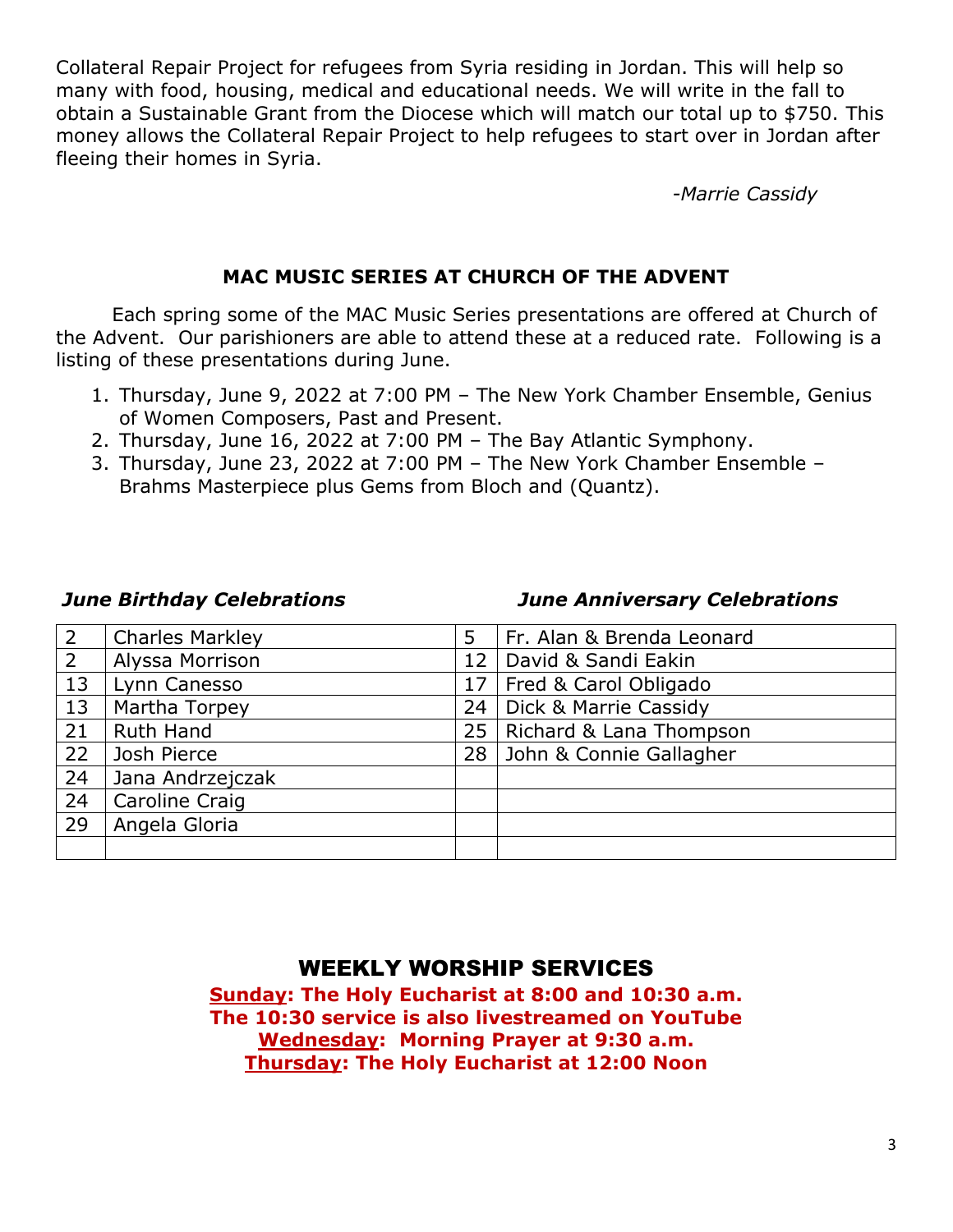Collateral Repair Project for refugees from Syria residing in Jordan. This will help so many with food, housing, medical and educational needs. We will write in the fall to obtain a Sustainable Grant from the Diocese which will match our total up to $750. This money allows the Collateral Repair Project to help refugees to start over in Jordan after fleeing their homes in Syria.

*-Marrie Cassidy*

## MAC MUSIC SERIES AT CHURCH OF THE ADVENT

Each spring some of the MAC Music Series presentations are offered at Church of the Advent. Our parishioners are able to attend these at a reduced rate. Following is a listing of these presentations during June.

1. Thursday, June 9, 2022 at 7:00 PM – The New York Chamber Ensemble, Genius of Women Composers, Past and Present.
2. Thursday, June 16, 2022 at 7:00 PM – The Bay Atlantic Symphony.
3. Thursday, June 23, 2022 at 7:00 PM – The New York Chamber Ensemble – Brahms Masterpiece plus Gems from Bloch and (Quantz).

***June Birthday Celebrations*** ***June Anniversary Celebrations***

| | | | |
|---|---|---|---|
| 2 | Charles Markley | 5 | Fr. Alan & Brenda Leonard |
| 2 | Alyssa Morrison | 12 | David & Sandi Eakin |
| 13 | Lynn Canesso | 17 | Fred & Carol Obligado |
| 13 | Martha Torpey | 24 | Dick & Marrie Cassidy |
| 21 | Ruth Hand | 25 | Richard & Lana Thompson |
| 22 | Josh Pierce | 28 | John & Connie Gallagher |
| 24 | Jana Andrzejczak | | |
| 24 | Caroline Craig | | |
| 29 | Angela Gloria | | |
| | | | |

## WEEKLY WORSHIP SERVICES

**Sunday: The Holy Eucharist at 8:00 and 10:30 a.m.**
**The 10:30 service is also livestreamed on YouTube**
**Wednesday: Morning Prayer at 9:30 a.m.**
**Thursday: The Holy Eucharist at 12:00 Noon**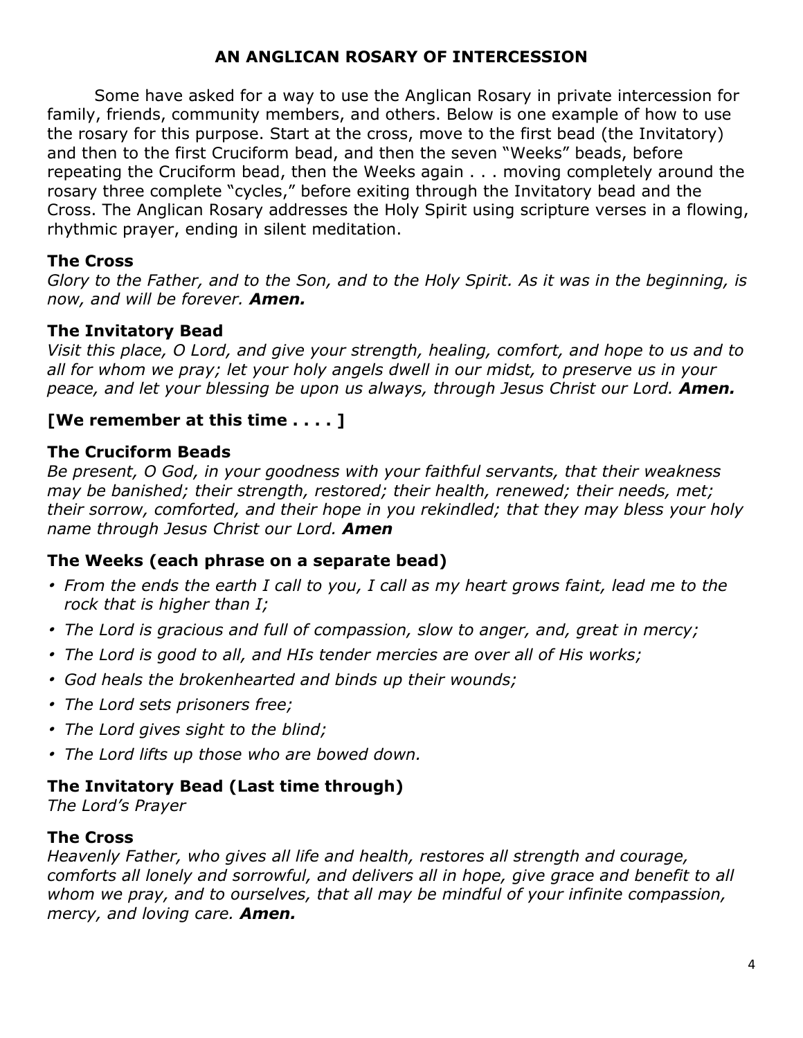# AN ANGLICAN ROSARY OF INTERCESSION

Some have asked for a way to use the Anglican Rosary in private intercession for family, friends, community members, and others. Below is one example of how to use the rosary for this purpose. Start at the cross, move to the first bead (the Invitatory) and then to the first Cruciform bead, and then the seven "Weeks" beads, before repeating the Cruciform bead, then the Weeks again . . . moving completely around the rosary three complete "cycles," before exiting through the Invitatory bead and the Cross. The Anglican Rosary addresses the Holy Spirit using scripture verses in a flowing, rhythmic prayer, ending in silent meditation.

## The Cross

*Glory to the Father, and to the Son, and to the Holy Spirit. As it was in the beginning, is now, and will be forever.* ***Amen.***

## The Invitatory Bead

*Visit this place, O Lord, and give your strength, healing, comfort, and hope to us and to all for whom we pray; let your holy angels dwell in our midst, to preserve us in your peace, and let your blessing be upon us always, through Jesus Christ our Lord.* ***Amen.***

## [We remember at this time . . . . ]

## The Cruciform Beads

*Be present, O God, in your goodness with your faithful servants, that their weakness may be banished; their strength, restored; their health, renewed; their needs, met; their sorrow, comforted, and their hope in you rekindled; that they may bless your holy name through Jesus Christ our Lord.* ***Amen***

## The Weeks (each phrase on a separate bead)

- *From the ends the earth I call to you, I call as my heart grows faint, lead me to the rock that is higher than I;*
- *The Lord is gracious and full of compassion, slow to anger, and, great in mercy;*
- *The Lord is good to all, and HIs tender mercies are over all of His works;*
- *God heals the brokenhearted and binds up their wounds;*
- *The Lord sets prisoners free;*
- *The Lord gives sight to the blind;*
- *The Lord lifts up those who are bowed down.*

## The Invitatory Bead (Last time through)

*The Lord's Prayer*

## The Cross

*Heavenly Father, who gives all life and health, restores all strength and courage, comforts all lonely and sorrowful, and delivers all in hope, give grace and benefit to all whom we pray, and to ourselves, that all may be mindful of your infinite compassion, mercy, and loving care.* ***Amen.***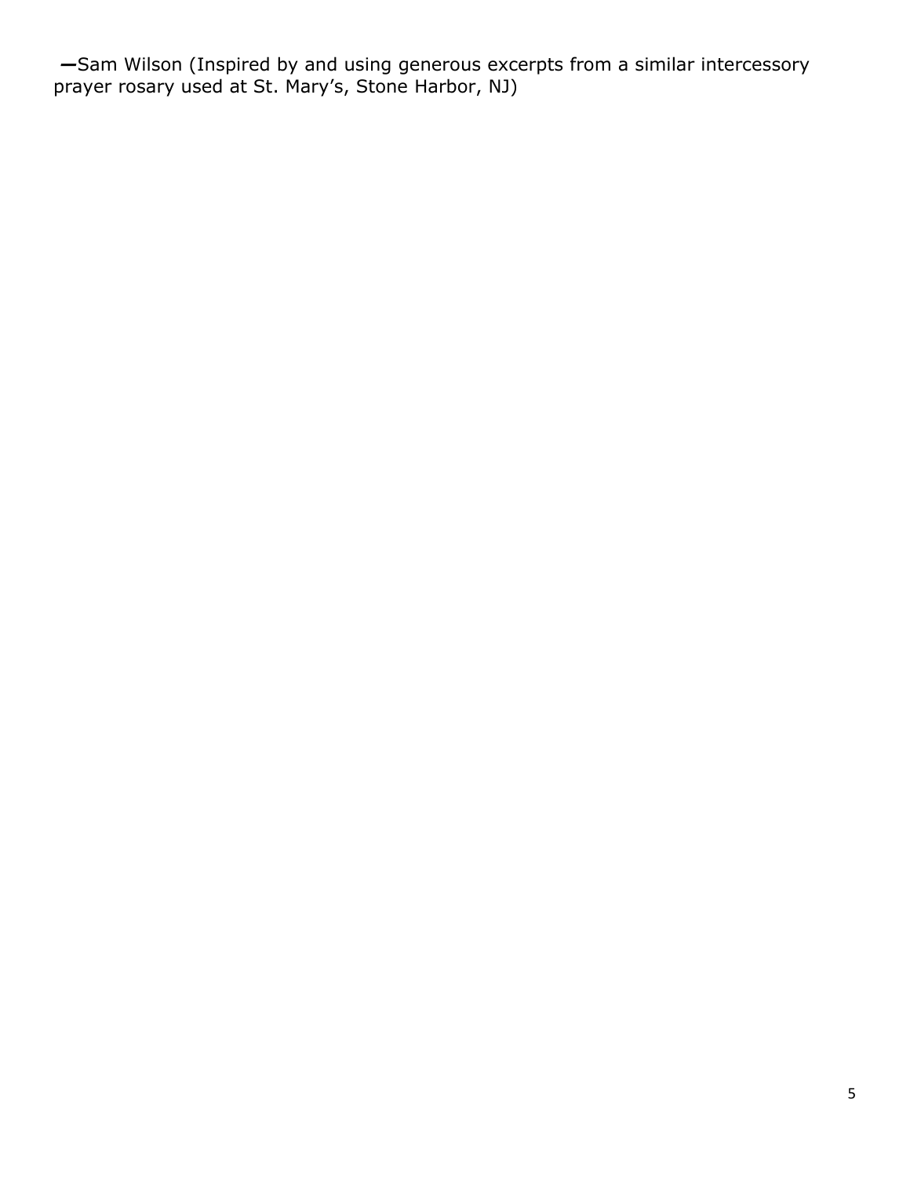—Sam Wilson (Inspired by and using generous excerpts from a similar intercessory prayer rosary used at St. Mary's, Stone Harbor, NJ)